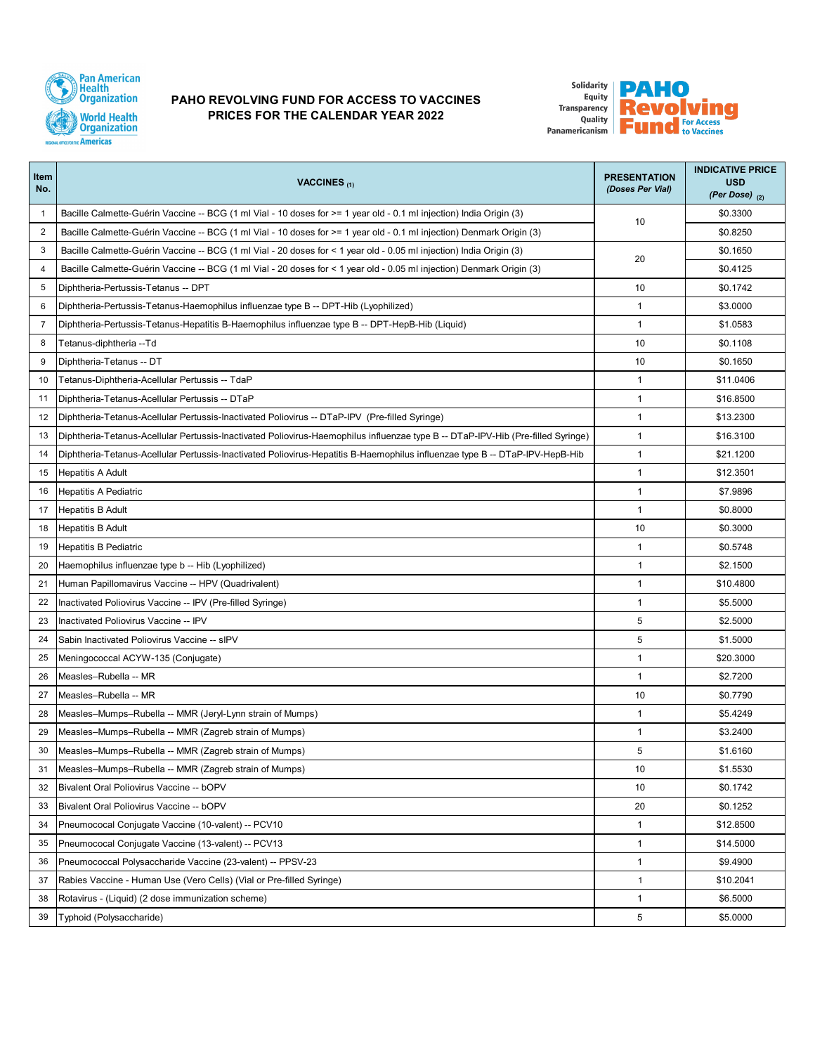# PAHO REVOLVING FUND FOR ACCESS TO VACCINES
## PRICES FOR THE CALENDAR YEAR 2022

| Item No. | VACCINES (1) | PRESENTATION *(Doses Per Vial)* | INDICATIVE PRICE USD *(Per Dose)* (2) |
|---|---|---|---|
| 1 | Bacille Calmette-Guérin Vaccine -- BCG (1 ml Vial - 10 doses for >= 1 year old - 0.1 ml injection) India Origin (3) | 10 | $0.3300 |
| 2 | Bacille Calmette-Guérin Vaccine -- BCG (1 ml Vial - 10 doses for >= 1 year old - 0.1 ml injection) Denmark Origin (3) | | $0.8250 |
| 3 | Bacille Calmette-Guérin Vaccine -- BCG (1 ml Vial - 20 doses for < 1 year old - 0.05 ml injection) India Origin (3) | 20 | $0.1650 |
| 4 | Bacille Calmette-Guérin Vaccine -- BCG (1 ml Vial - 20 doses for < 1 year old - 0.05 ml injection) Denmark Origin (3) | | $0.4125 |
| 5 | Diphtheria-Pertussis-Tetanus -- DPT | 10 | $0.1742 |
| 6 | Diphtheria-Pertussis-Tetanus-Haemophilus influenzae type B -- DPT-Hib (Lyophilized) | 1 | $3.0000 |
| 7 | Diphtheria-Pertussis-Tetanus-Hepatitis B-Haemophilus influenzae type B -- DPT-HepB-Hib (Liquid) | 1 | $1.0583 |
| 8 | Tetanus-diphtheria --Td | 10 | $0.1108 |
| 9 | Diphtheria-Tetanus -- DT | 10 | $0.1650 |
| 10 | Tetanus-Diphtheria-Acellular Pertussis -- TdaP | 1 | $11.0406 |
| 11 | Diphtheria-Tetanus-Acellular Pertussis -- DTaP | 1 | $16.8500 |
| 12 | Diphtheria-Tetanus-Acellular Pertussis-Inactivated Poliovirus -- DTaP-IPV (Pre-filled Syringe) | 1 | $13.2300 |
| 13 | Diphtheria-Tetanus-Acellular Pertussis-Inactivated Poliovirus-Haemophilus influenzae type B -- DTaP-IPV-Hib (Pre-filled Syringe) | 1 | $16.3100 |
| 14 | Diphtheria-Tetanus-Acellular Pertussis-Inactivated Poliovirus-Hepatitis B-Haemophilus influenzae type B -- DTaP-IPV-HepB-Hib | 1 | $21.1200 |
| 15 | Hepatitis A Adult | 1 | $12.3501 |
| 16 | Hepatitis A Pediatric | 1 | $7.9896 |
| 17 | Hepatitis B Adult | 1 | $0.8000 |
| 18 | Hepatitis B Adult | 10 | $0.3000 |
| 19 | Hepatitis B Pediatric | 1 | $0.5748 |
| 20 | Haemophilus influenzae type b -- Hib (Lyophilized) | 1 | $2.1500 |
| 21 | Human Papillomavirus Vaccine -- HPV (Quadrivalent) | 1 | $10.4800 |
| 22 | Inactivated Poliovirus Vaccine -- IPV (Pre-filled Syringe) | 1 | $5.5000 |
| 23 | Inactivated Poliovirus Vaccine -- IPV | 5 | $2.5000 |
| 24 | Sabin Inactivated Poliovirus Vaccine -- sIPV | 5 | $1.5000 |
| 25 | Meningococcal ACYW-135 (Conjugate) | 1 | $20.3000 |
| 26 | Measles–Rubella -- MR | 1 | $2.7200 |
| 27 | Measles–Rubella -- MR | 10 | $0.7790 |
| 28 | Measles–Mumps–Rubella -- MMR (Jeryl-Lynn strain of Mumps) | 1 | $5.4249 |
| 29 | Measles–Mumps–Rubella -- MMR (Zagreb strain of Mumps) | 1 | $3.2400 |
| 30 | Measles–Mumps–Rubella -- MMR (Zagreb strain of Mumps) | 5 | $1.6160 |
| 31 | Measles–Mumps–Rubella -- MMR (Zagreb strain of Mumps) | 10 | $1.5530 |
| 32 | Bivalent Oral Poliovirus Vaccine -- bOPV | 10 | $0.1742 |
| 33 | Bivalent Oral Poliovirus Vaccine -- bOPV | 20 | $0.1252 |
| 34 | Pneumococcal Conjugate Vaccine (10-valent) -- PCV10 | 1 | $12.8500 |
| 35 | Pneumococcal Conjugate Vaccine (13-valent) -- PCV13 | 1 | $14.5000 |
| 36 | Pneumococcal Polysaccharide Vaccine (23-valent) -- PPSV-23 | 1 | $9.4900 |
| 37 | Rabies Vaccine - Human Use (Vero Cells) (Vial or Pre-filled Syringe) | 1 | $10.2041 |
| 38 | Rotavirus - (Liquid) (2 dose immunization scheme) | 1 | $6.5000 |
| 39 | Typhoid (Polysaccharide) | 5 | $5.0000 |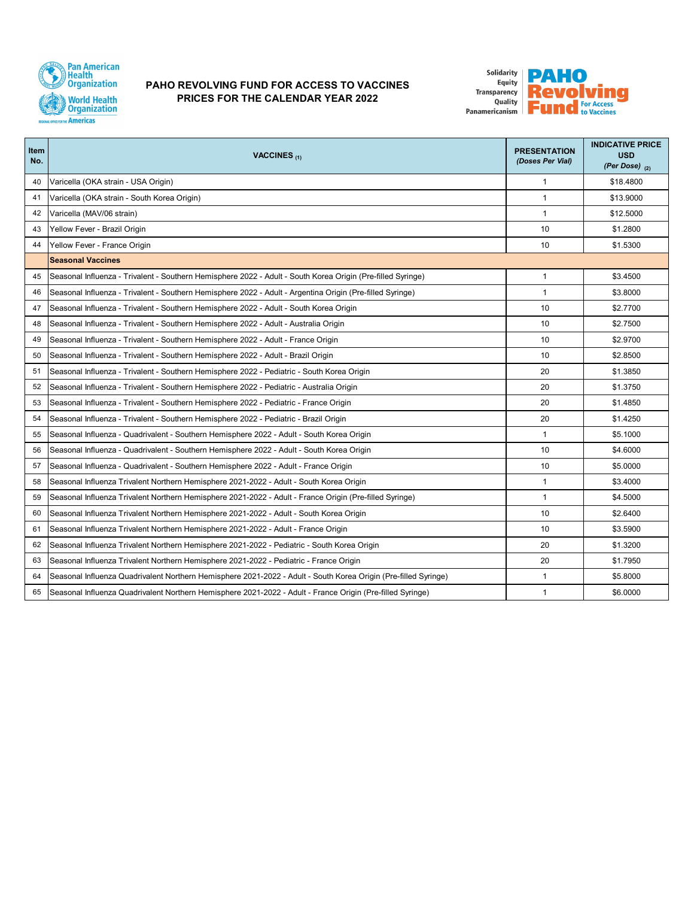# PAHO REVOLVING FUND FOR ACCESS TO VACCINES PRICES FOR THE CALENDAR YEAR 2022

| Item No. | VACCINES (1) | PRESENTATION *(Doses Per Vial)* | INDICATIVE PRICE USD *(Per Dose)* (2) |
|---|---|---|---|
| 40 | Varicella (OKA strain - USA Origin) | 1 | $18.4800 |
| 41 | Varicella (OKA strain - South Korea Origin) | 1 | $13.9000 |
| 42 | Varicella (MAV/06 strain) | 1 | $12.5000 |
| 43 | Yellow Fever - Brazil Origin | 10 | $1.2800 |
| 44 | Yellow Fever - France Origin | 10 | $1.5300 |
| | **Seasonal Vaccines** | | |
| 45 | Seasonal Influenza - Trivalent - Southern Hemisphere 2022 - Adult - South Korea Origin (Pre-filled Syringe) | 1 | $3.4500 |
| 46 | Seasonal Influenza - Trivalent - Southern Hemisphere 2022 - Adult - Argentina Origin (Pre-filled Syringe) | 1 | $3.8000 |
| 47 | Seasonal Influenza - Trivalent - Southern Hemisphere 2022 - Adult - South Korea Origin | 10 | $2.7700 |
| 48 | Seasonal Influenza - Trivalent - Southern Hemisphere 2022 - Adult - Australia Origin | 10 | $2.7500 |
| 49 | Seasonal Influenza - Trivalent - Southern Hemisphere 2022 - Adult - France Origin | 10 | $2.9700 |
| 50 | Seasonal Influenza - Trivalent - Southern Hemisphere 2022 - Adult - Brazil Origin | 10 | $2.8500 |
| 51 | Seasonal Influenza - Trivalent - Southern Hemisphere 2022 - Pediatric - South Korea Origin | 20 | $1.3850 |
| 52 | Seasonal Influenza - Trivalent - Southern Hemisphere 2022 - Pediatric - Australia Origin | 20 | $1.3750 |
| 53 | Seasonal Influenza - Trivalent - Southern Hemisphere 2022 - Pediatric - France Origin | 20 | $1.4850 |
| 54 | Seasonal Influenza - Trivalent - Southern Hemisphere 2022 - Pediatric - Brazil Origin | 20 | $1.4250 |
| 55 | Seasonal Influenza - Quadrivalent - Southern Hemisphere 2022 - Adult - South Korea Origin | 1 | $5.1000 |
| 56 | Seasonal Influenza - Quadrivalent - Southern Hemisphere 2022 - Adult - South Korea Origin | 10 | $4.6000 |
| 57 | Seasonal Influenza - Quadrivalent - Southern Hemisphere 2022 - Adult - France Origin | 10 | $5.0000 |
| 58 | Seasonal Influenza Trivalent Northern Hemisphere 2021-2022 - Adult - South Korea Origin | 1 | $3.4000 |
| 59 | Seasonal Influenza Trivalent Northern Hemisphere 2021-2022 - Adult - France Origin (Pre-filled Syringe) | 1 | $4.5000 |
| 60 | Seasonal Influenza Trivalent Northern Hemisphere 2021-2022 - Adult - South Korea Origin | 10 | $2.6400 |
| 61 | Seasonal Influenza Trivalent Northern Hemisphere 2021-2022 - Adult - France Origin | 10 | $3.5900 |
| 62 | Seasonal Influenza Trivalent Northern Hemisphere 2021-2022 - Pediatric - South Korea Origin | 20 | $1.3200 |
| 63 | Seasonal Influenza Trivalent Northern Hemisphere 2021-2022 - Pediatric - France Origin | 20 | $1.7950 |
| 64 | Seasonal Influenza Quadrivalent Northern Hemisphere 2021-2022 - Adult - South Korea Origin (Pre-filled Syringe) | 1 | $5.8000 |
| 65 | Seasonal Influenza Quadrivalent Northern Hemisphere 2021-2022 - Adult - France Origin (Pre-filled Syringe) | 1 | $6.0000 |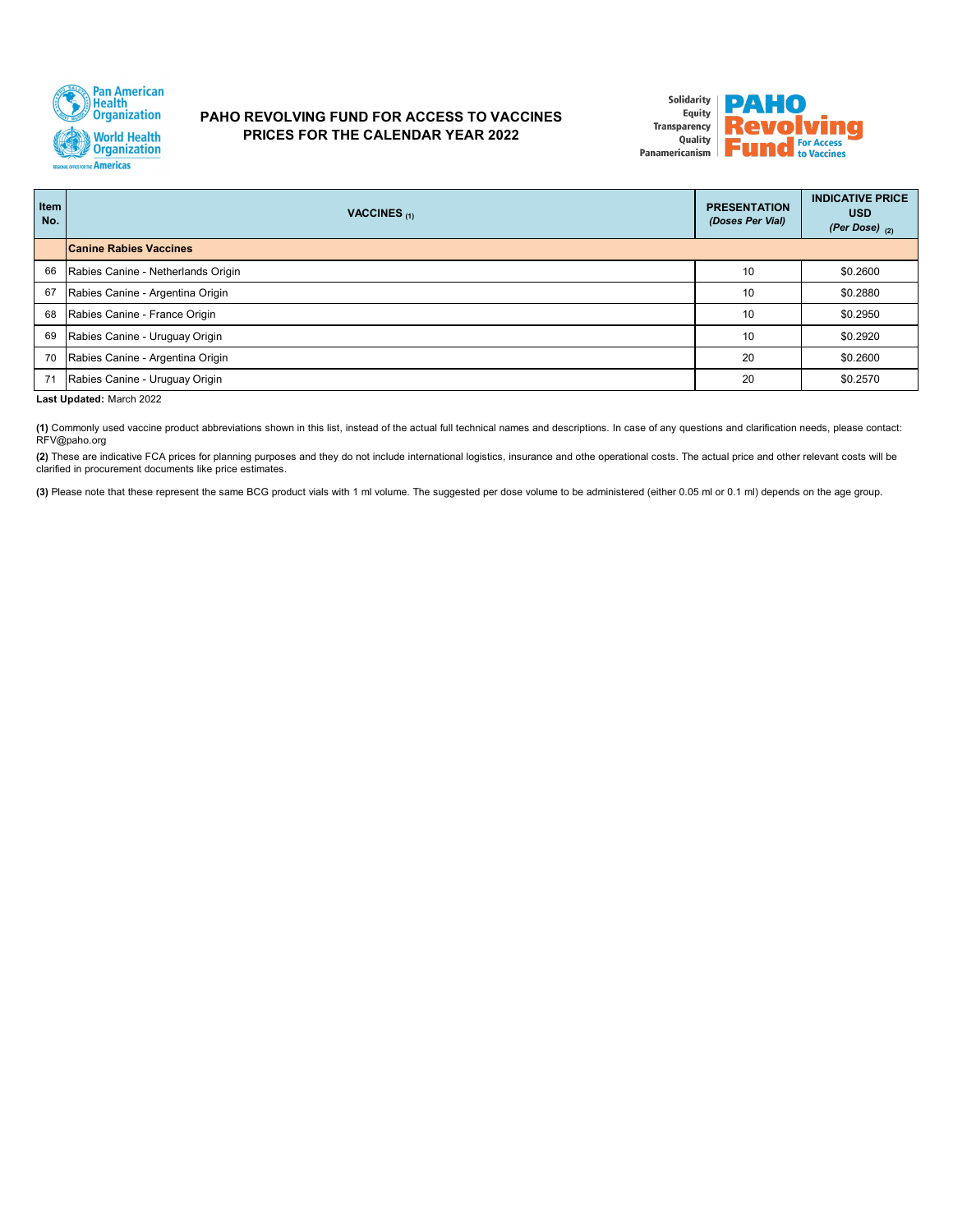# PAHO REVOLVING FUND FOR ACCESS TO VACCINES PRICES FOR THE CALENDAR YEAR 2022

| Item No. | VACCINES (1) | PRESENTATION *(Doses Per Vial)* | INDICATIVE PRICE USD *(Per Dose)* (2) |
|---|---|---|---|
| | **Canine Rabies Vaccines** | | |
| 66 | Rabies Canine - Netherlands Origin | 10 | $0.2600 |
| 67 | Rabies Canine - Argentina Origin | 10 | $0.2880 |
| 68 | Rabies Canine - France Origin | 10 | $0.2950 |
| 69 | Rabies Canine - Uruguay Origin | 10 | $0.2920 |
| 70 | Rabies Canine - Argentina Origin | 20 | $0.2600 |
| 71 | Rabies Canine - Uruguay Origin | 20 | $0.2570 |

**Last Updated:** March 2022

**(1)** Commonly used vaccine product abbreviations shown in this list, instead of the actual full technical names and descriptions. In case of any questions and clarification needs, please contact: RFV@paho.org

**(2)** These are indicative FCA prices for planning purposes and they do not include international logistics, insurance and othe operational costs. The actual price and other relevant costs will be clarified in procurement documents like price estimates.

**(3)** Please note that these represent the same BCG product vials with 1 ml volume. The suggested per dose volume to be administered (either 0.05 ml or 0.1 ml) depends on the age group.